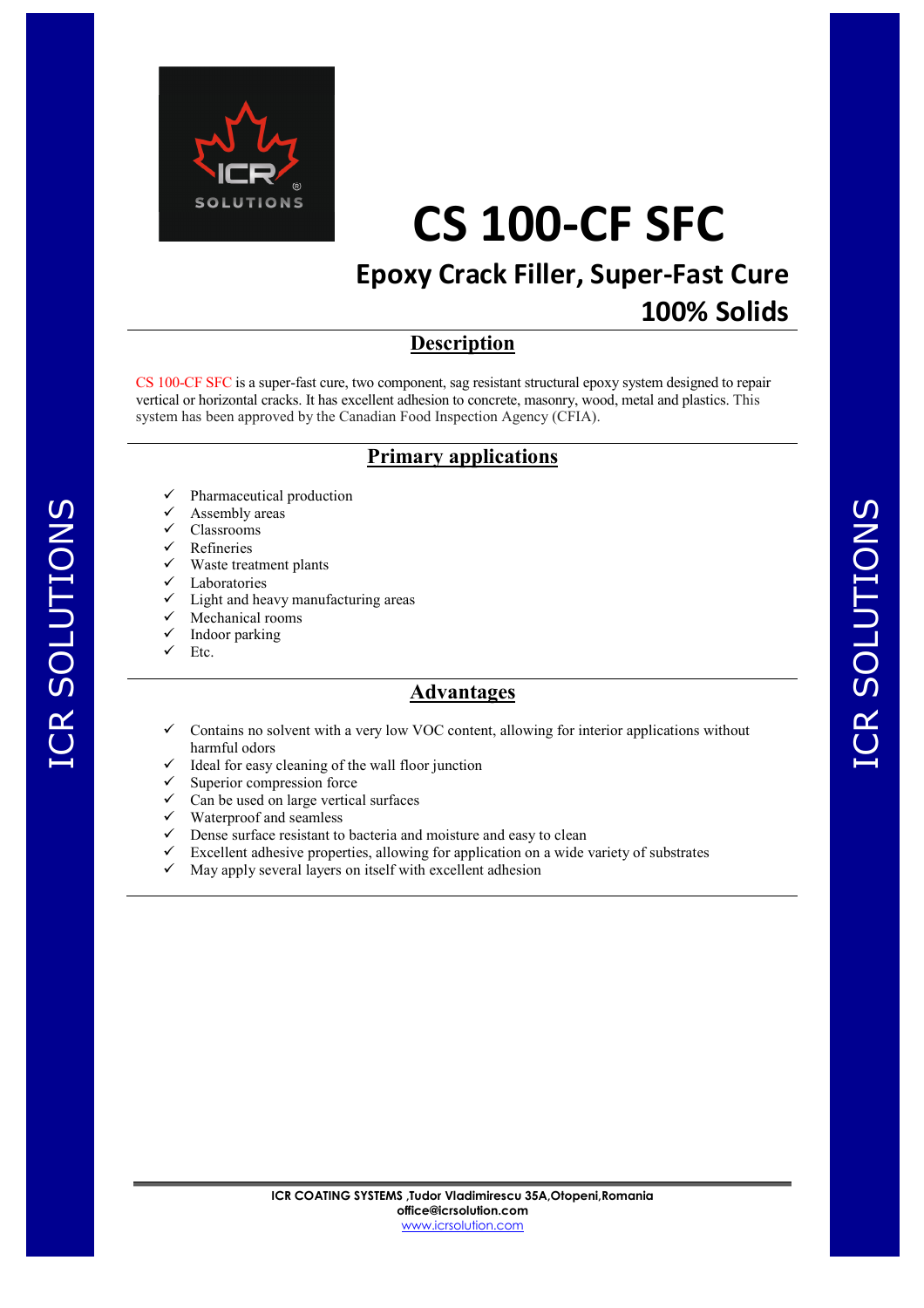# CS 100-CF SFC

## Epoxy Crack Filler, Super-Fast Cure

## 100% Solids

## Description

CS 100-CF SFC is a super-fast cure, two component, sag resistant structural epoxy system designed to repair vertical or horizontal cracks. It has excellent adhesion to concrete, masonry, wood, metal and plastics. This system has been approved by the Canadian Food Inspection Agency (CFIA).

## Primary applications

- ✓ Pharmaceutical production
- ✓ Assembly areas
- ✓ Classrooms
- ✓ Refineries
- ✓ Waste treatment plants
- ✓ Laboratories
- ✓ Light and heavy manufacturing areas
- ✓ Mechanical rooms
- ✓ Indoor parking
- ✓ Etc.

## Advantages

- ✓ Contains no solvent with a very low VOC content, allowing for interior applications without harmful odors
- ✓ Ideal for easy cleaning of the wall floor junction
- ✓ Superior compression force
- ✓ Can be used on large vertical surfaces
- ✓ Waterproof and seamless
- ✓ Dense surface resistant to bacteria and moisture and easy to clean
- ✓ Excellent adhesive properties, allowing for application on a wide variety of substrates
- ✓ May apply several layers on itself with excellent adhesion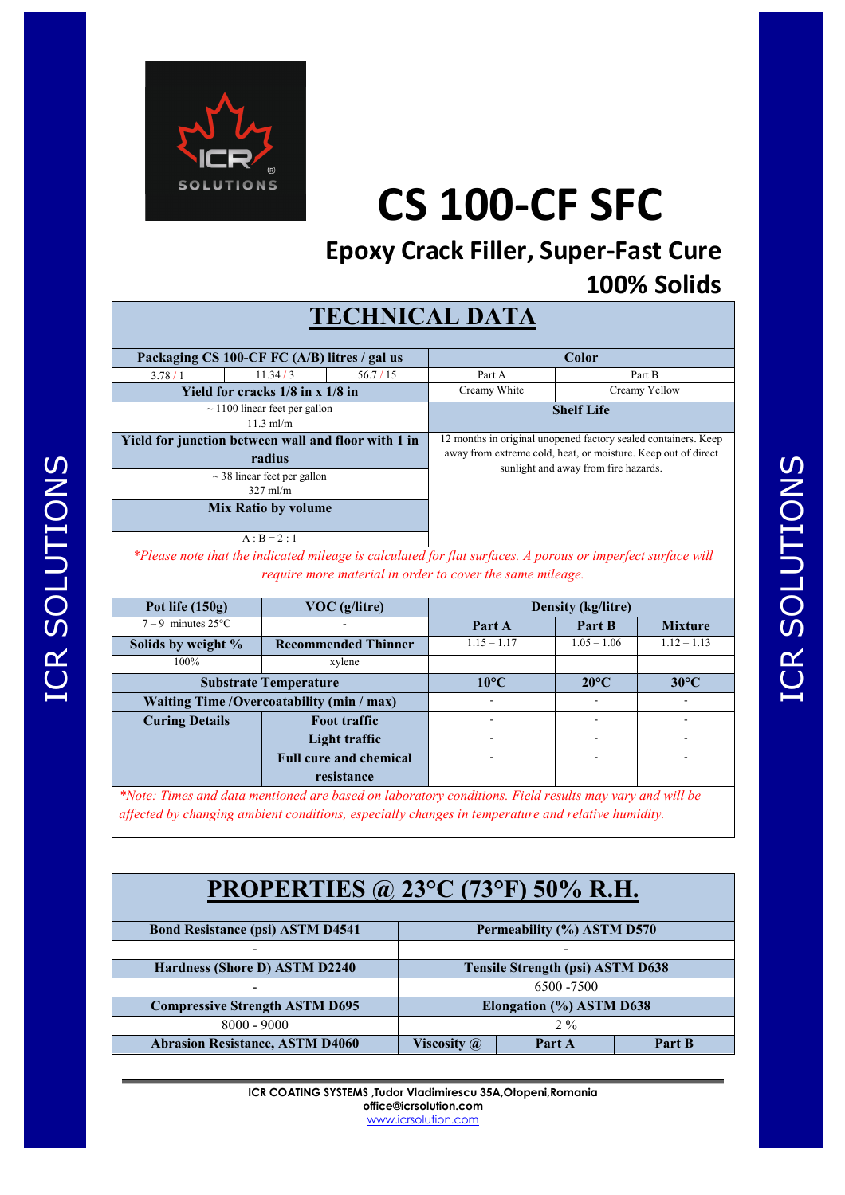# CS 100-CF SFC

## Epoxy Crack Filler, Super-Fast Cure

## 100% Solids

## TECHNICAL DATA

| Packaging CS 100-CF FC (A/B) litres / gal us | | | Color | |
|---|---|---|---|---|
| 3.78 / 1 | 11.34 / 3 | 56.7 / 15 | Part A | Part B |
| **Yield for cracks 1/8 in x 1/8 in** | | | Creamy White | Creamy Yellow |
| ~ 1100 linear feet per gallon<br>11.3 ml/m | | | **Shelf Life** | |
| **Yield for junction between wall and floor with 1 in radius** | | | 12 months in original unopened factory sealed containers. Keep away from extreme cold, heat, or moisture. Keep out of direct sunlight and away from fire hazards. | |
| ~ 38 linear feet per gallon<br>327 ml/m | | | | |
| **Mix Ratio by volume** | | | | |
| A : B = 2 : 1 | | | | |

*\*Please note that the indicated mileage is calculated for flat surfaces. A porous or imperfect surface will require more material in order to cover the same mileage.*

| Pot life (150g) | VOC (g/litre) | Density (kg/litre) | | |
|---|---|---|---|---|
| 7 – 9 minutes 25°C | - | **Part A** | **Part B** | **Mixture** |
| **Solids by weight %** | **Recommended Thinner** | 1.15 – 1.17 | 1.05 – 1.06 | 1.12 – 1.13 |
| 100% | xylene | | | |
| **Substrate Temperature** | | **10°C** | **20°C** | **30°C** |
| **Waiting Time /Overcoatability (min / max)** | | - | - | - |
| **Curing Details** | **Foot traffic** | - | - | - |
| | **Light traffic** | - | - | - |
| | **Full cure and chemical resistance** | - | - | - |

*\*Note: Times and data mentioned are based on laboratory conditions. Field results may vary and will be affected by changing ambient conditions, especially changes in temperature and relative humidity.*

## PROPERTIES @ 23°C (73°F) 50% R.H.

| Bond Resistance (psi) ASTM D4541 | Permeability (%) ASTM D570 | | |
|---|---|---|---|
| - | - | | |
| **Hardness (Shore D) ASTM D2240** | **Tensile Strength (psi) ASTM D638** | | |
| - | 6500 -7500 | | |
| **Compressive Strength ASTM D695** | **Elongation (%) ASTM D638** | | |
| 8000 - 9000 | 2 % | | |
| **Abrasion Resistance, ASTM D4060** | **Viscosity @** | **Part A** | **Part B** |

ICR COATING SYSTEMS ,Tudor Vladimirescu 35A,Otopeni,Romania
office@icrsolution.com
www.icrsolution.com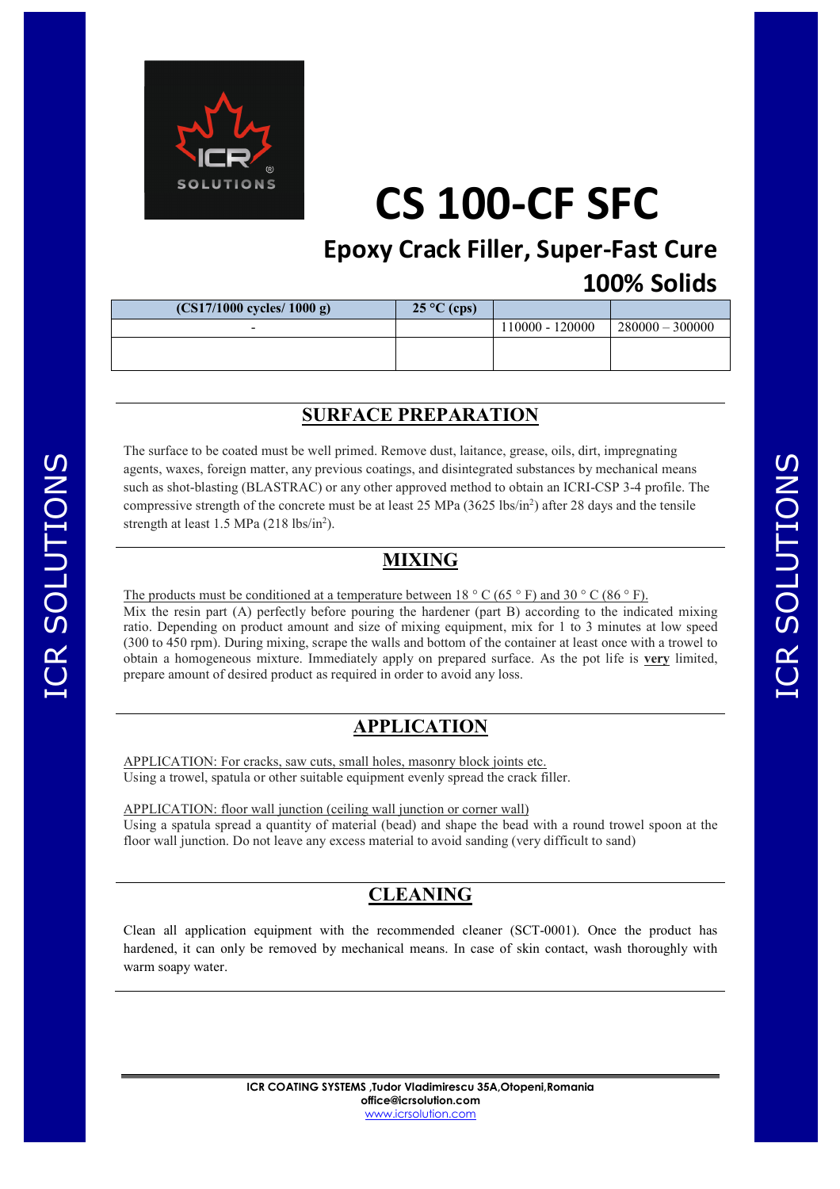# CS 100-CF SFC

## Epoxy Crack Filler, Super-Fast Cure

## 100% Solids

| (CS17/1000 cycles/ 1000 g) | 25 °C (cps) | | |
|---|---|---|---|
| - | | 110000 - 120000 | 280000 – 300000 |
| | | | |

## SURFACE PREPARATION

The surface to be coated must be well primed. Remove dust, laitance, grease, oils, dirt, impregnating agents, waxes, foreign matter, any previous coatings, and disintegrated substances by mechanical means such as shot-blasting (BLASTRAC) or any other approved method to obtain an ICRI-CSP 3-4 profile. The compressive strength of the concrete must be at least 25 MPa (3625 lbs/in$^2$) after 28 days and the tensile strength at least 1.5 MPa (218 lbs/in$^2$).

## MIXING

The products must be conditioned at a temperature between 18 ° C (65 ° F) and 30 ° C (86 ° F).
Mix the resin part (A) perfectly before pouring the hardener (part B) according to the indicated mixing ratio. Depending on product amount and size of mixing equipment, mix for 1 to 3 minutes at low speed (300 to 450 rpm). During mixing, scrape the walls and bottom of the container at least once with a trowel to obtain a homogeneous mixture. Immediately apply on prepared surface. As the pot life is **very** limited, prepare amount of desired product as required in order to avoid any loss.

## APPLICATION

APPLICATION: For cracks, saw cuts, small holes, masonry block joints etc.
Using a trowel, spatula or other suitable equipment evenly spread the crack filler.

APPLICATION: floor wall junction (ceiling wall junction or corner wall)
Using a spatula spread a quantity of material (bead) and shape the bead with a round trowel spoon at the floor wall junction. Do not leave any excess material to avoid sanding (very difficult to sand)

## CLEANING

Clean all application equipment with the recommended cleaner (SCT-0001). Once the product has hardened, it can only be removed by mechanical means. In case of skin contact, wash thoroughly with warm soapy water.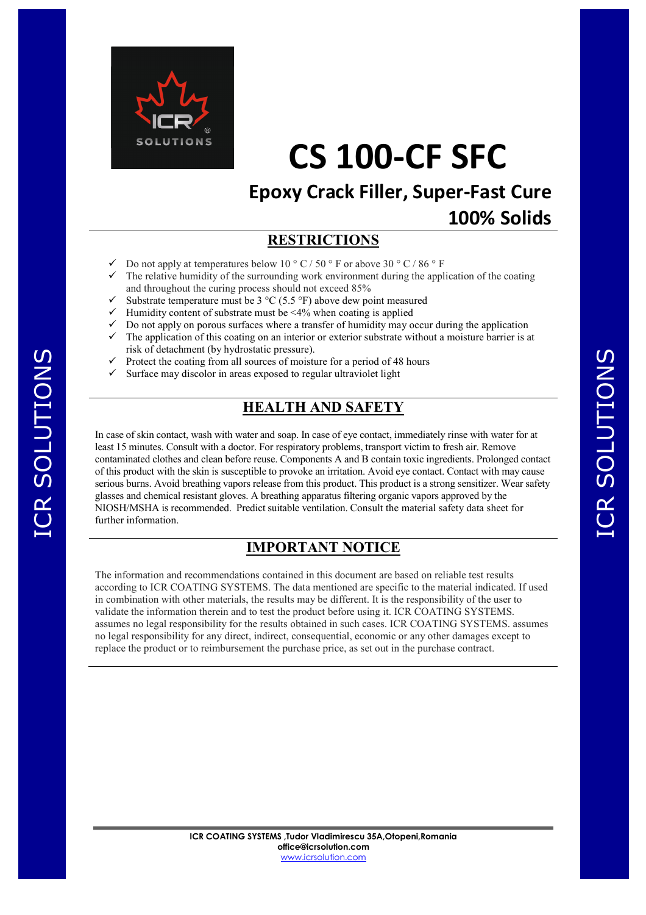# CS 100-CF SFC

## Epoxy Crack Filler, Super-Fast Cure

## 100% Solids

## RESTRICTIONS

- ✓ Do not apply at temperatures below 10 ° C / 50 ° F or above 30 ° C / 86 ° F
- ✓ The relative humidity of the surrounding work environment during the application of the coating and throughout the curing process should not exceed 85%
- ✓ Substrate temperature must be 3 °C (5.5 °F) above dew point measured
- ✓ Humidity content of substrate must be <4% when coating is applied
- ✓ Do not apply on porous surfaces where a transfer of humidity may occur during the application
- ✓ The application of this coating on an interior or exterior substrate without a moisture barrier is at risk of detachment (by hydrostatic pressure).
- ✓ Protect the coating from all sources of moisture for a period of 48 hours
- ✓ Surface may discolor in areas exposed to regular ultraviolet light

## HEALTH AND SAFETY

In case of skin contact, wash with water and soap. In case of eye contact, immediately rinse with water for at least 15 minutes. Consult with a doctor. For respiratory problems, transport victim to fresh air. Remove contaminated clothes and clean before reuse. Components A and B contain toxic ingredients. Prolonged contact of this product with the skin is susceptible to provoke an irritation. Avoid eye contact. Contact with may cause serious burns. Avoid breathing vapors release from this product. This product is a strong sensitizer. Wear safety glasses and chemical resistant gloves. A breathing apparatus filtering organic vapors approved by the NIOSH/MSHA is recommended. Predict suitable ventilation. Consult the material safety data sheet for further information.

## IMPORTANT NOTICE

The information and recommendations contained in this document are based on reliable test results according to ICR COATING SYSTEMS. The data mentioned are specific to the material indicated. If used in combination with other materials, the results may be different. It is the responsibility of the user to validate the information therein and to test the product before using it. ICR COATING SYSTEMS. assumes no legal responsibility for the results obtained in such cases. ICR COATING SYSTEMS. assumes no legal responsibility for any direct, indirect, consequential, economic or any other damages except to replace the product or to reimbursement the purchase price, as set out in the purchase contract.